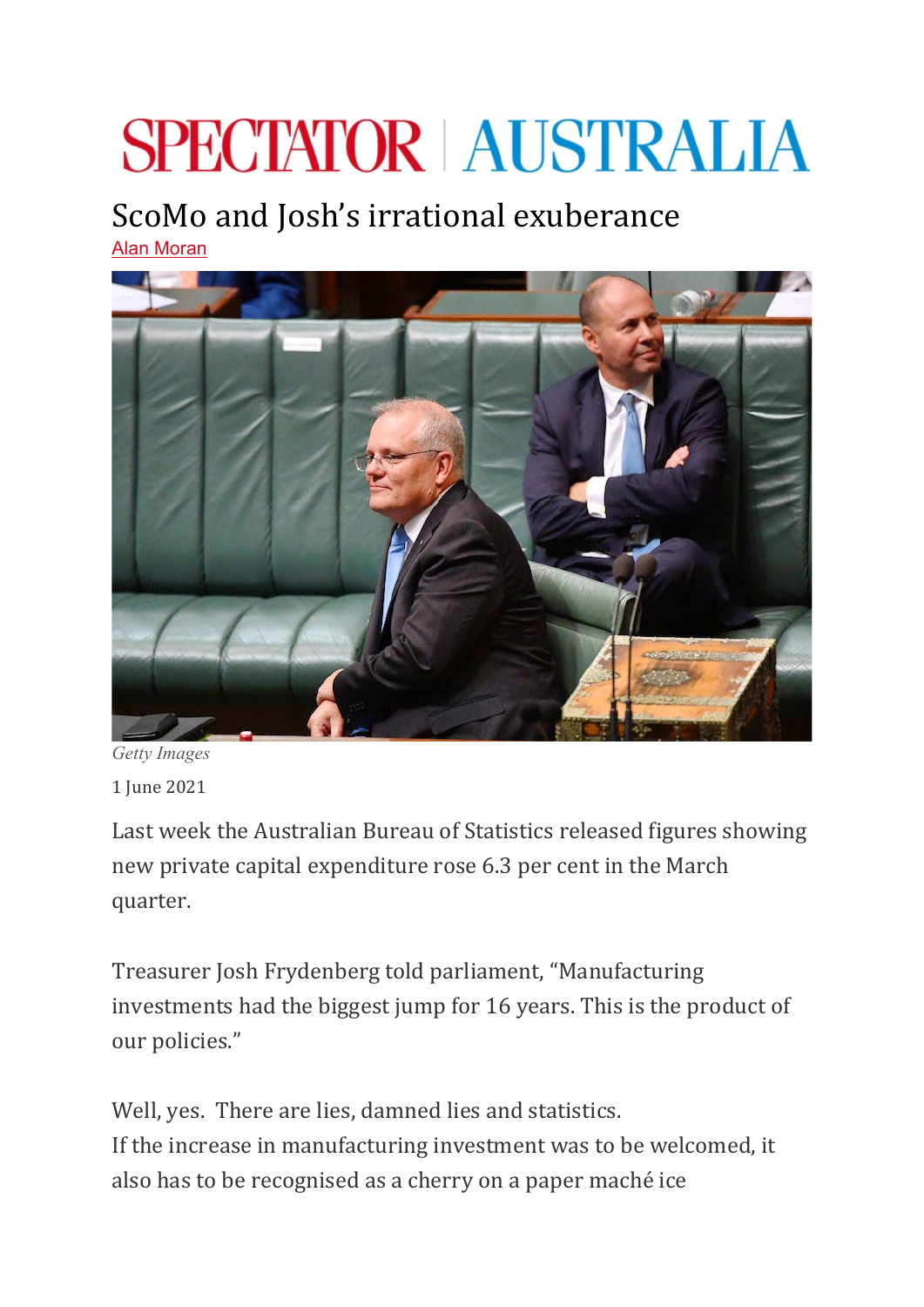# SPECTATOR | AUSTRALIA

## ScoMo and Josh's irrational exuberance

Alan Moran

*Getty Images*

1 June 2021

Last week the Australian Bureau of Statistics released figures showing new private capital expenditure rose 6.3 per cent in the March quarter.

Treasurer Josh Frydenberg told parliament, "Manufacturing investments had the biggest jump for 16 years. This is the product of our policies."

Well, yes. There are lies, damned lies and statistics.
If the increase in manufacturing investment was to be welcomed, it also has to be recognised as a cherry on a paper maché ice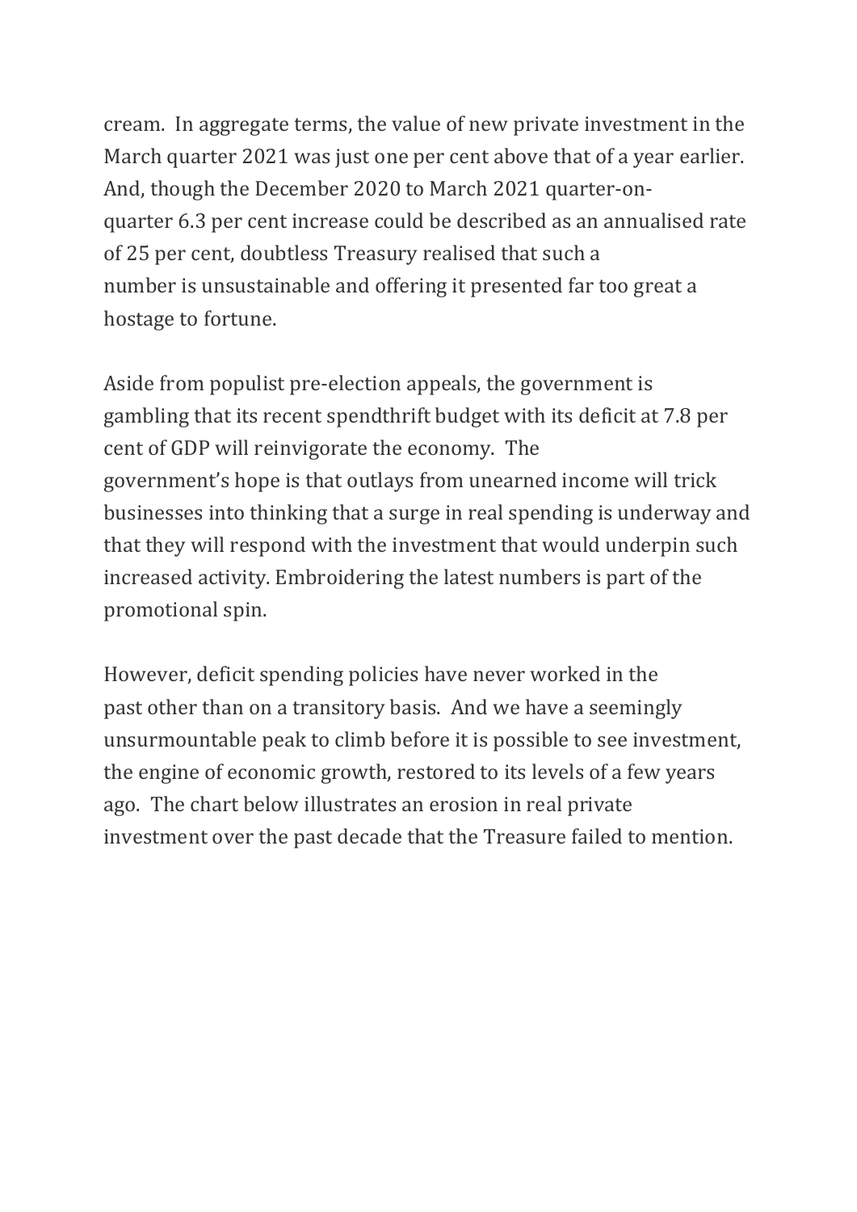cream. In aggregate terms, the value of new private investment in the March quarter 2021 was just one per cent above that of a year earlier. And, though the December 2020 to March 2021 quarter-on-quarter 6.3 per cent increase could be described as an annualised rate of 25 per cent, doubtless Treasury realised that such a number is unsustainable and offering it presented far too great a hostage to fortune.

Aside from populist pre-election appeals, the government is gambling that its recent spendthrift budget with its deficit at 7.8 per cent of GDP will reinvigorate the economy. The government's hope is that outlays from unearned income will trick businesses into thinking that a surge in real spending is underway and that they will respond with the investment that would underpin such increased activity. Embroidering the latest numbers is part of the promotional spin.

However, deficit spending policies have never worked in the past other than on a transitory basis. And we have a seemingly unsurmountable peak to climb before it is possible to see investment, the engine of economic growth, restored to its levels of a few years ago. The chart below illustrates an erosion in real private investment over the past decade that the Treasure failed to mention.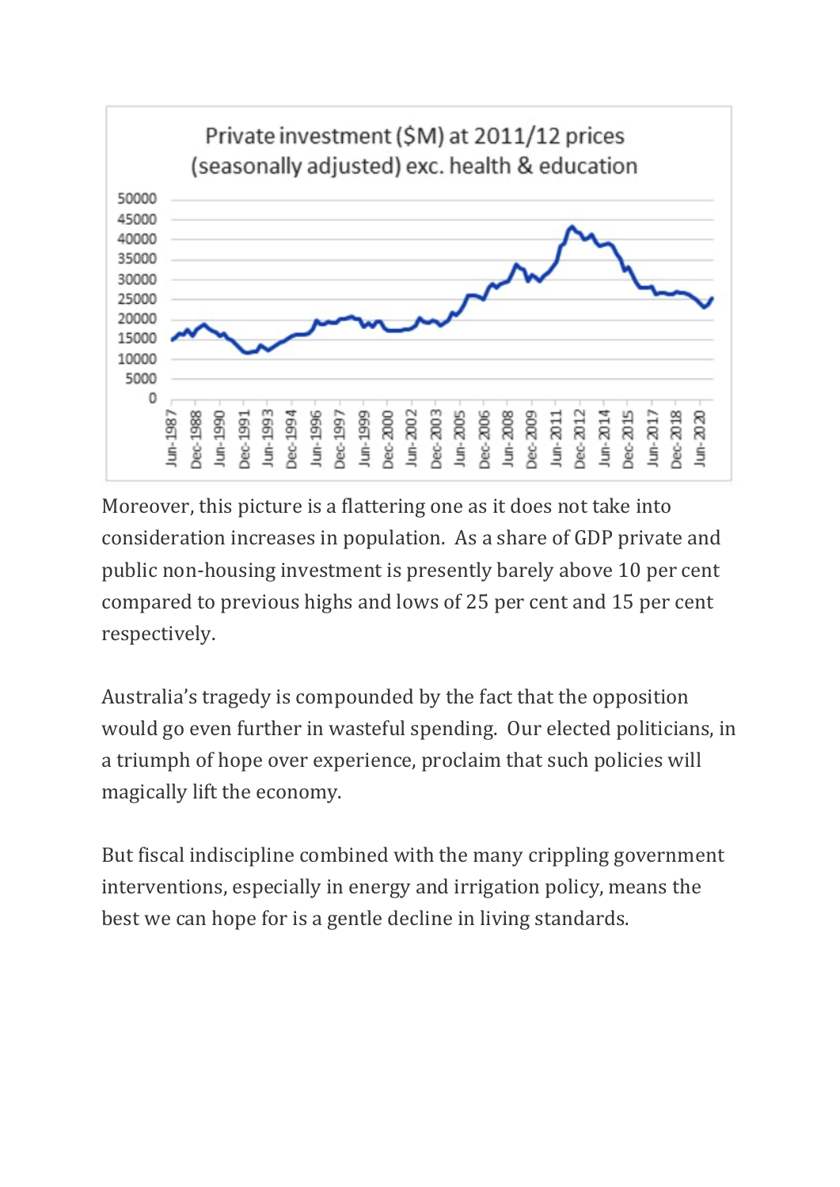Private investment ($M) at 2011/12 prices (seasonally adjusted) exc. health & education

Moreover, this picture is a flattering one as it does not take into consideration increases in population. As a share of GDP private and public non-housing investment is presently barely above 10 per cent compared to previous highs and lows of 25 per cent and 15 per cent respectively.

Australia's tragedy is compounded by the fact that the opposition would go even further in wasteful spending. Our elected politicians, in a triumph of hope over experience, proclaim that such policies will magically lift the economy.

But fiscal indiscipline combined with the many crippling government interventions, especially in energy and irrigation policy, means the best we can hope for is a gentle decline in living standards.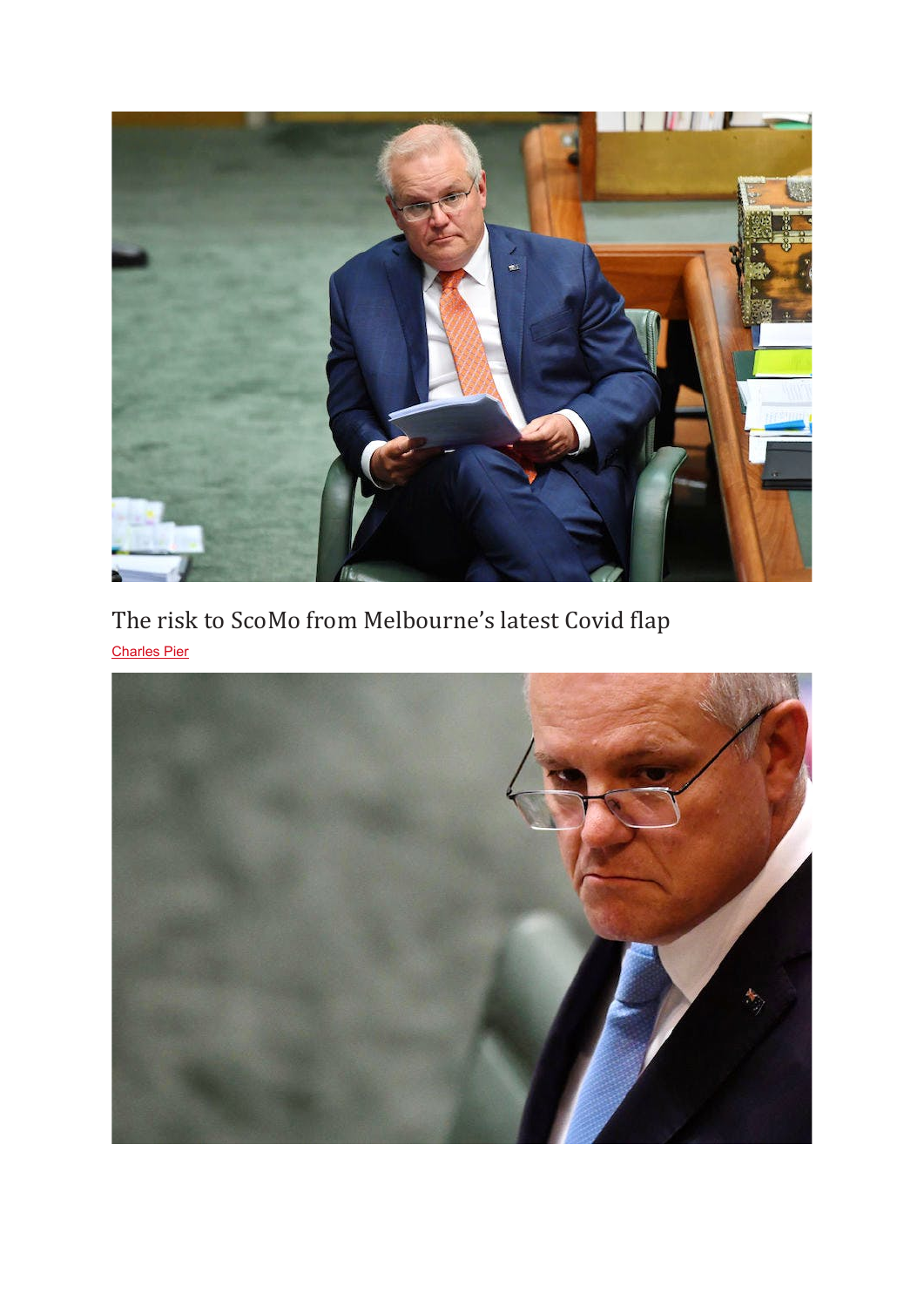## The risk to ScoMo from Melbourne's latest Covid flap

Charles Pier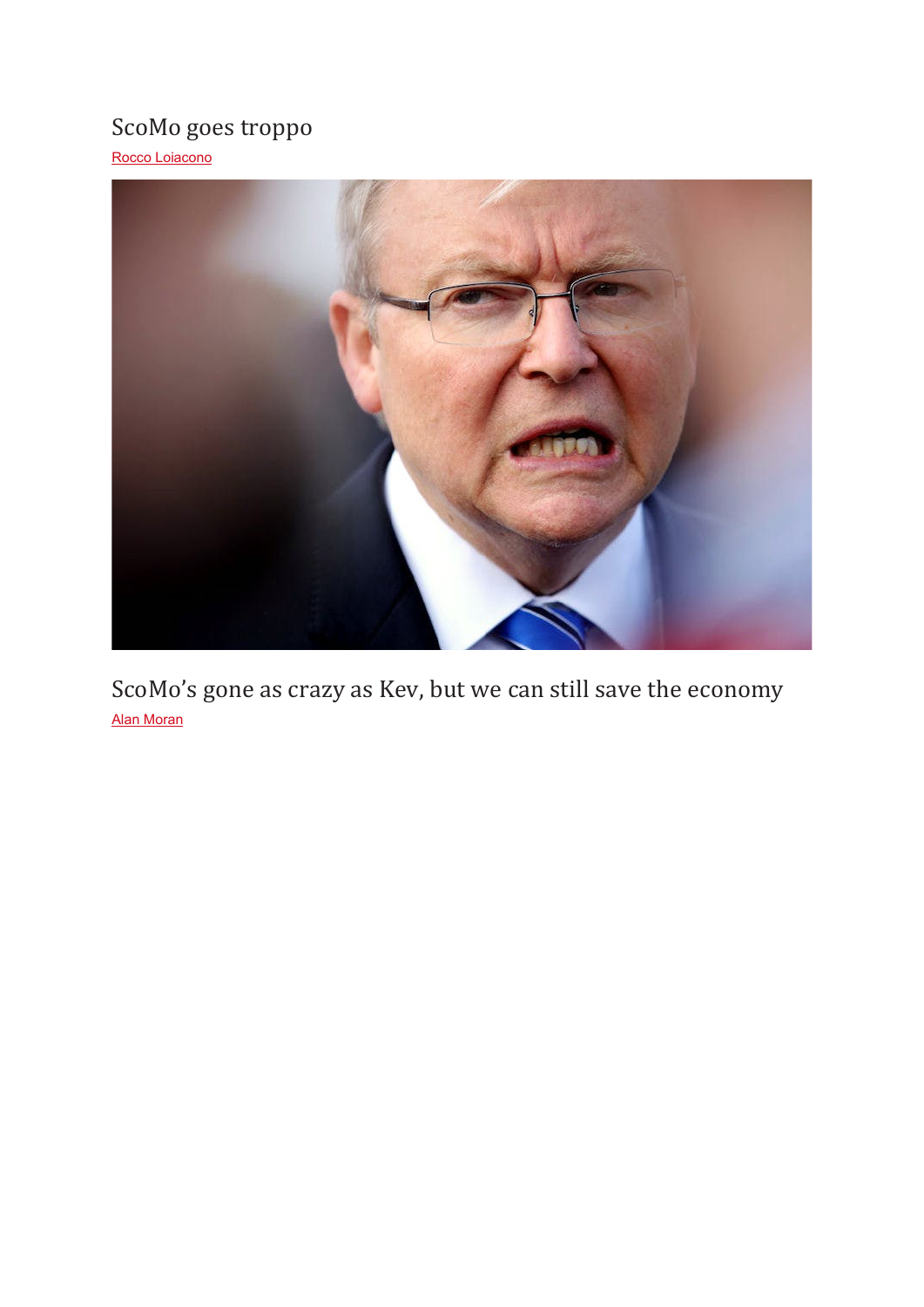## ScoMo goes troppo

[Rocco Loiacono]

## ScoMo's gone as crazy as Kev, but we can still save the economy

[Alan Moran]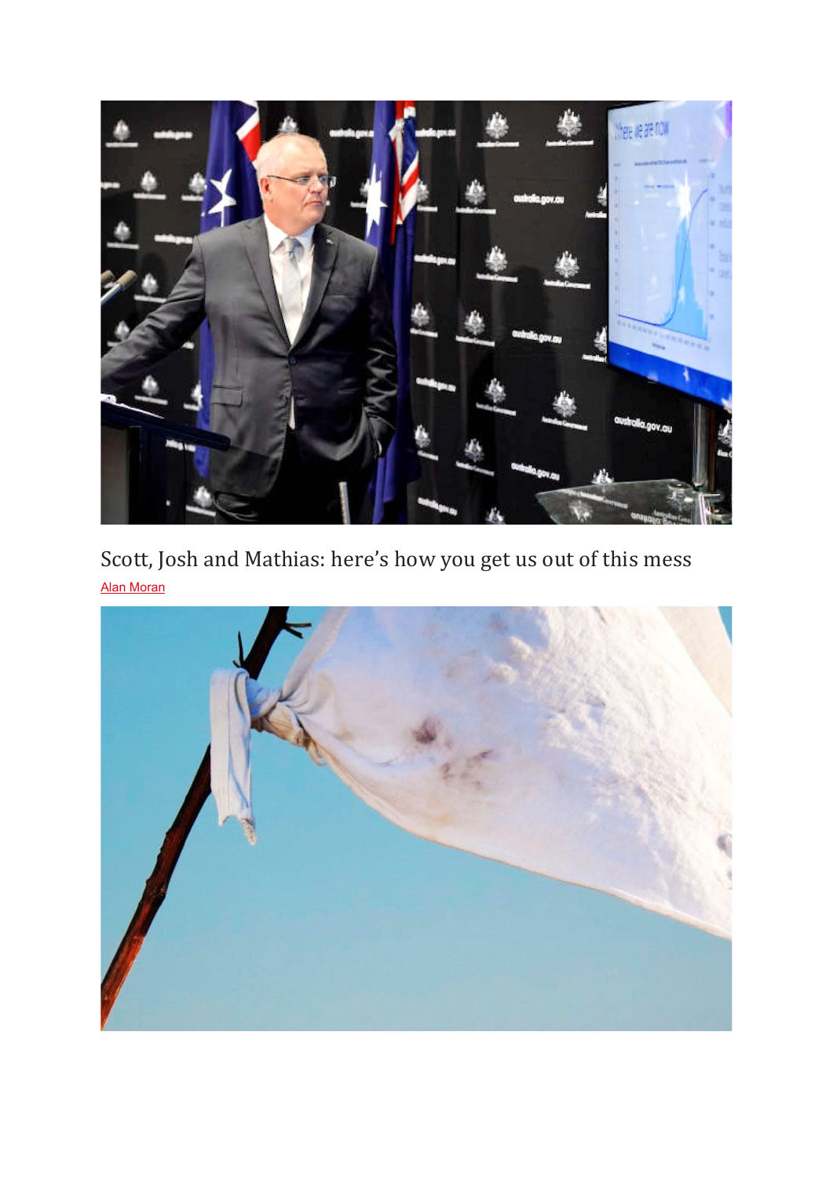## Scott, Josh and Mathias: here's how you get us out of this mess

Alan Moran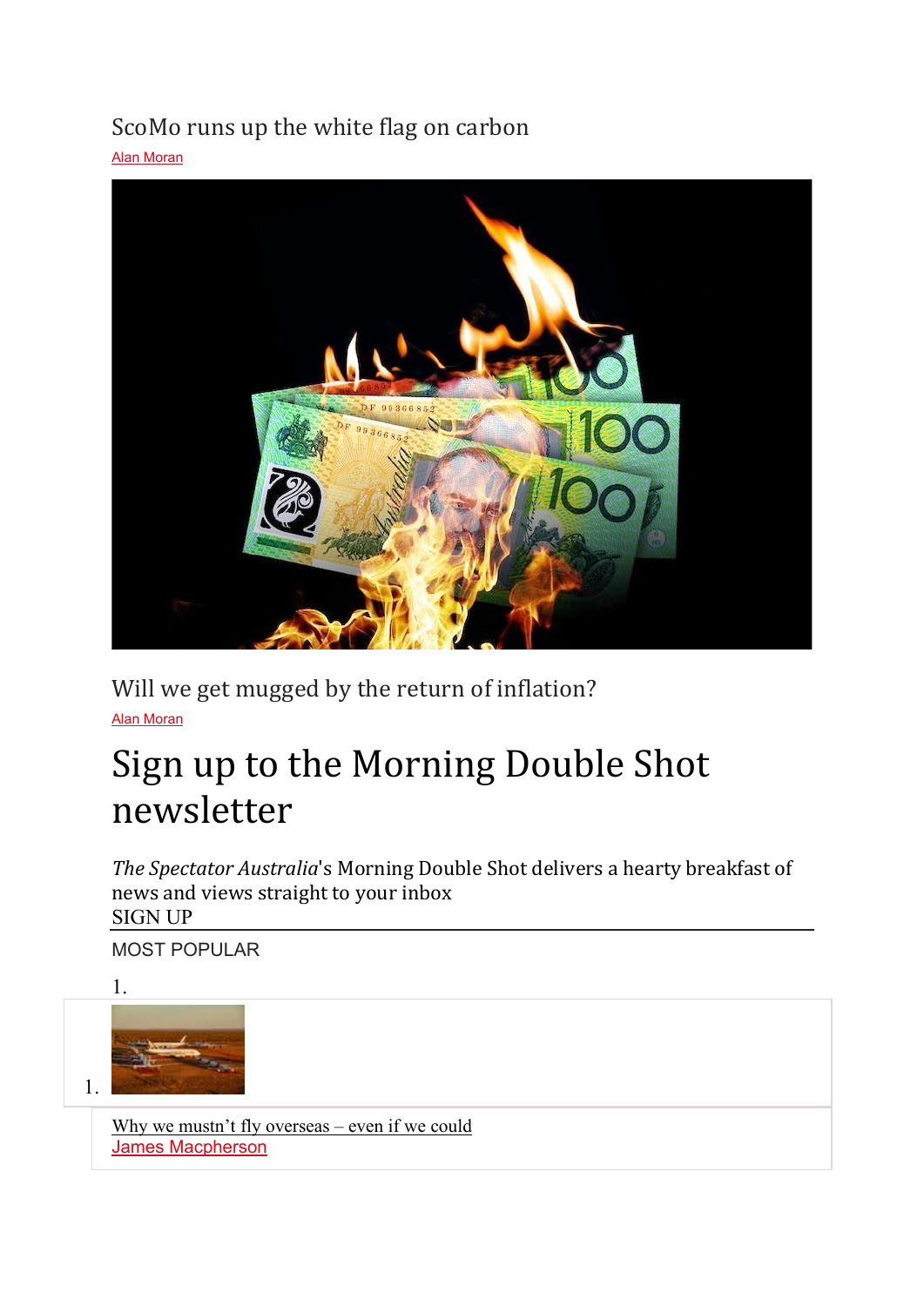ScoMo runs up the white flag on carbon

Alan Moran

Will we get mugged by the return of inflation?

Alan Moran

# Sign up to the Morning Double Shot newsletter

*The Spectator Australia*'s Morning Double Shot delivers a hearty breakfast of news and views straight to your inbox

SIGN UP

MOST POPULAR

1.

1.

Why we mustn't fly overseas – even if we could

James Macpherson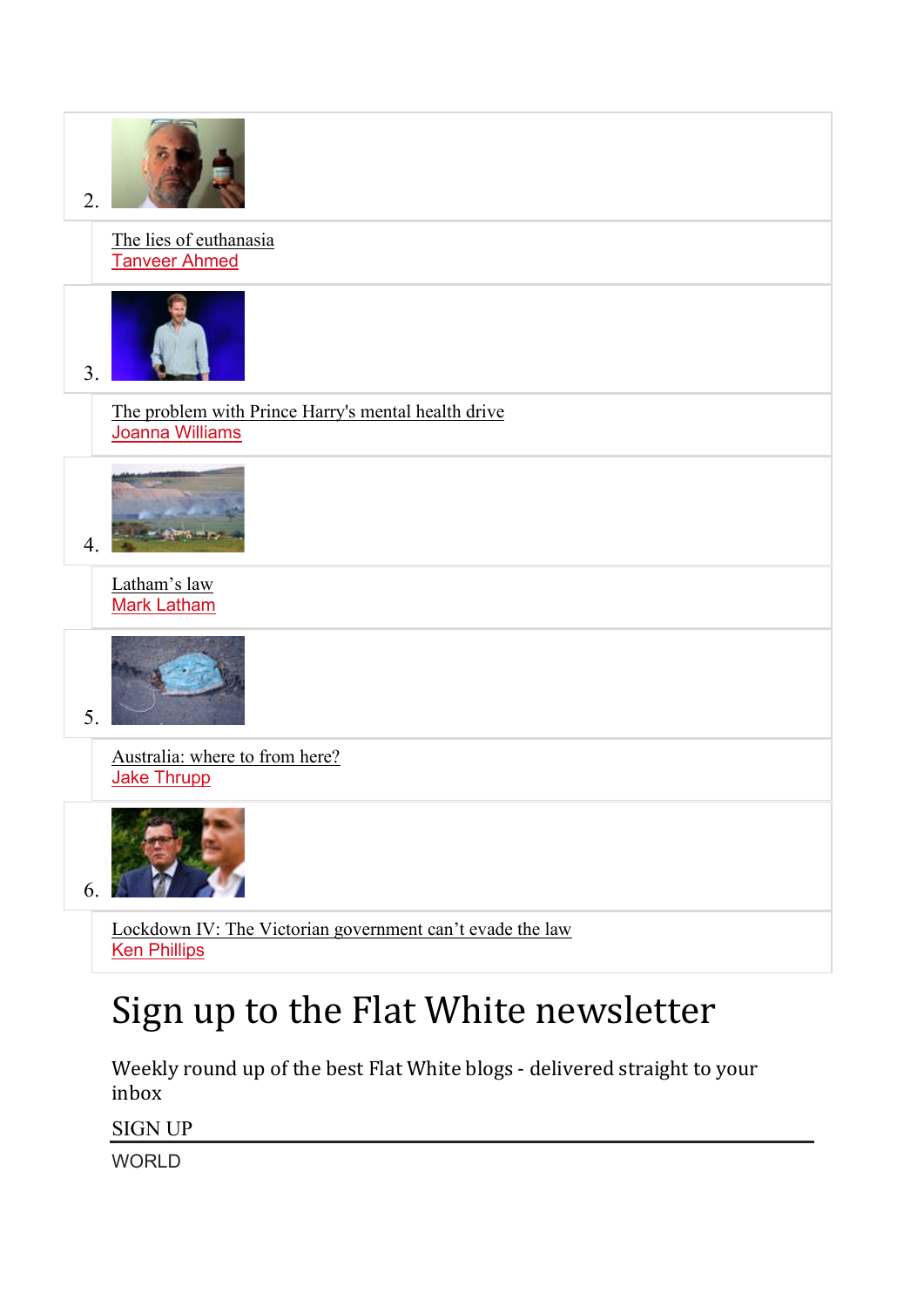2. The lies of euthanasia
   Tanveer Ahmed

3. The problem with Prince Harry's mental health drive
   Joanna Williams

4. Latham's law
   Mark Latham

5. Australia: where to from here?
   Jake Thrupp

6. Lockdown IV: The Victorian government can't evade the law
   Ken Phillips

# Sign up to the Flat White newsletter

Weekly round up of the best Flat White blogs - delivered straight to your inbox

SIGN UP

WORLD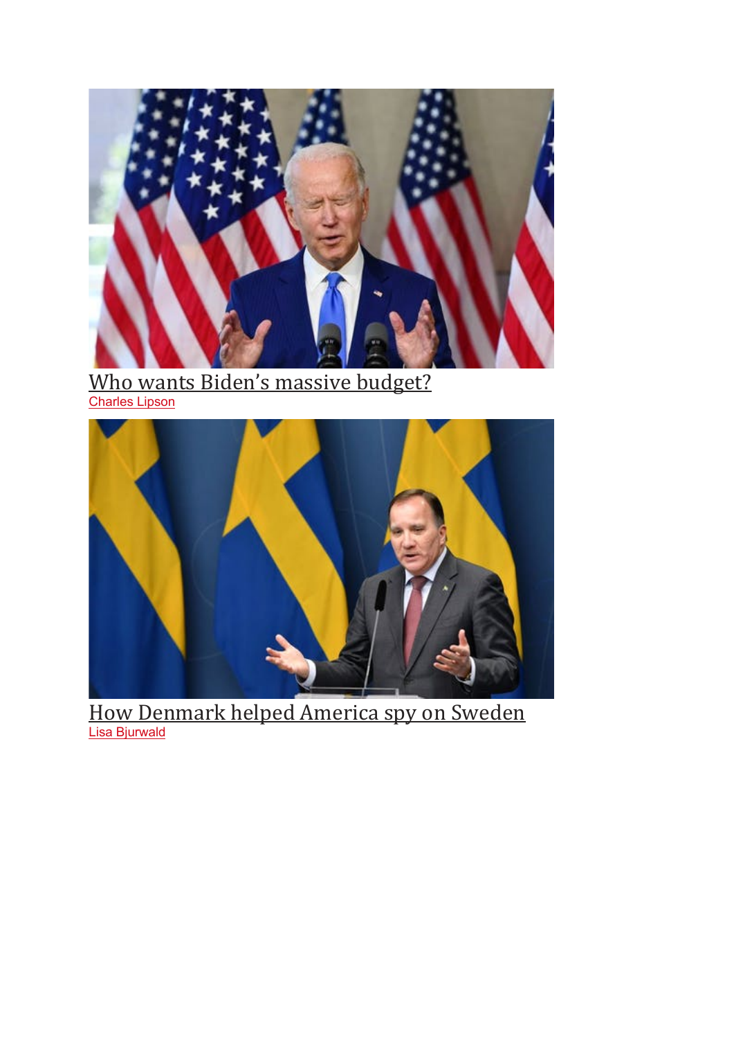[Who wants Biden's massive budget?](#)

[Charles Lipson](#)

[How Denmark helped America spy on Sweden](#)

[Lisa Bjurwald](#)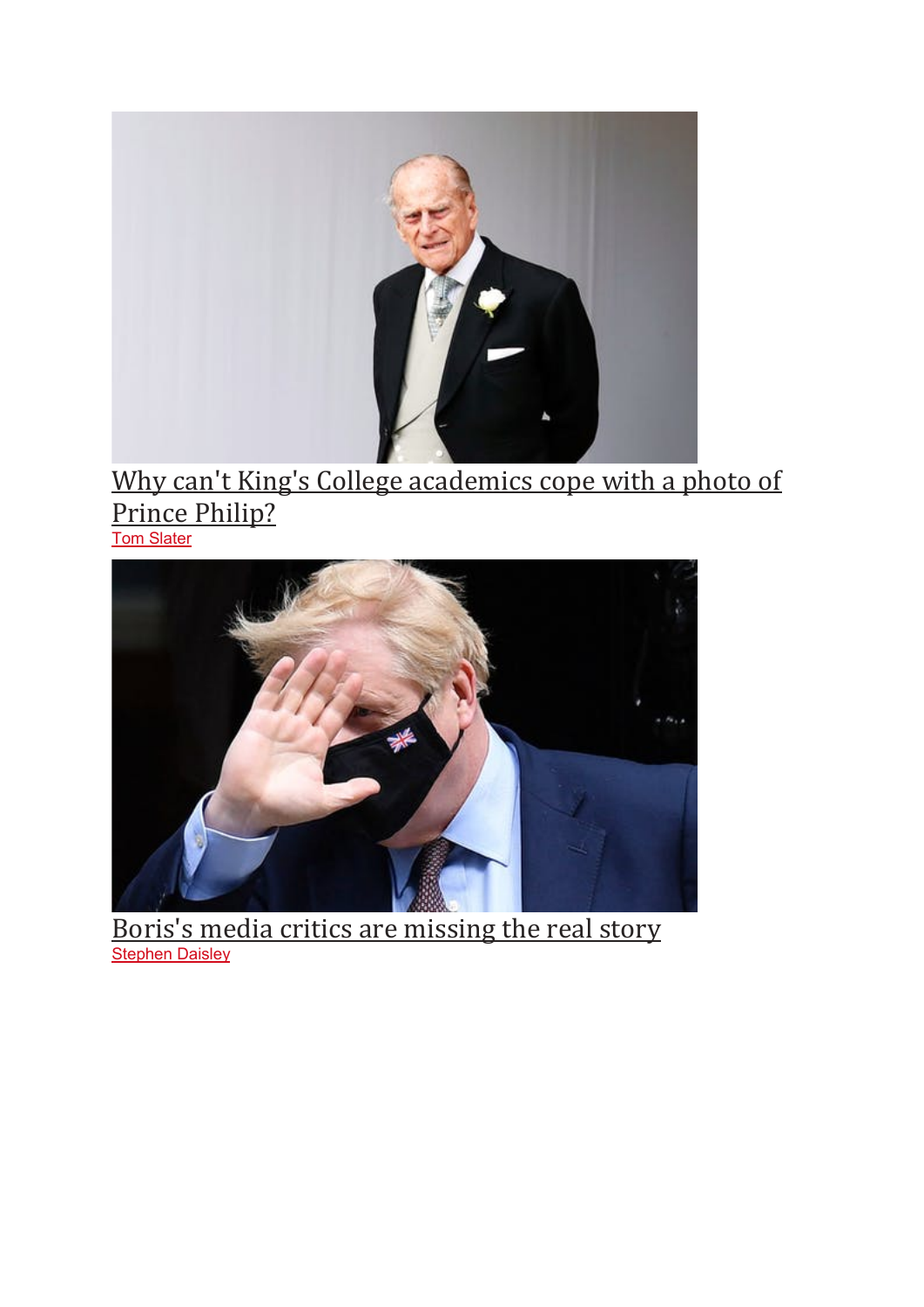[Why can't King's College academics cope with a photo of Prince Philip?](#)

[Tom Slater](#)

[Boris's media critics are missing the real story](#)

[Stephen Daisley](#)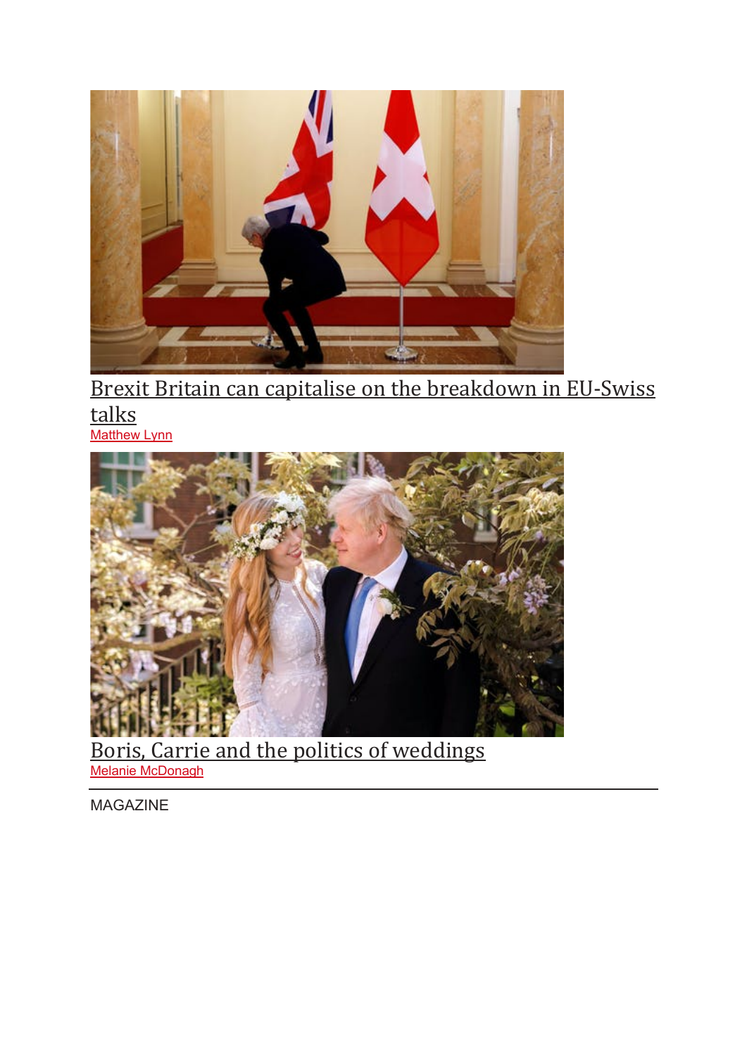[Brexit Britain can capitalise on the breakdown in EU-Swiss talks](#)

[Matthew Lynn](#)

[Boris, Carrie and the politics of weddings](#)

[Melanie McDonagh](#)

MAGAZINE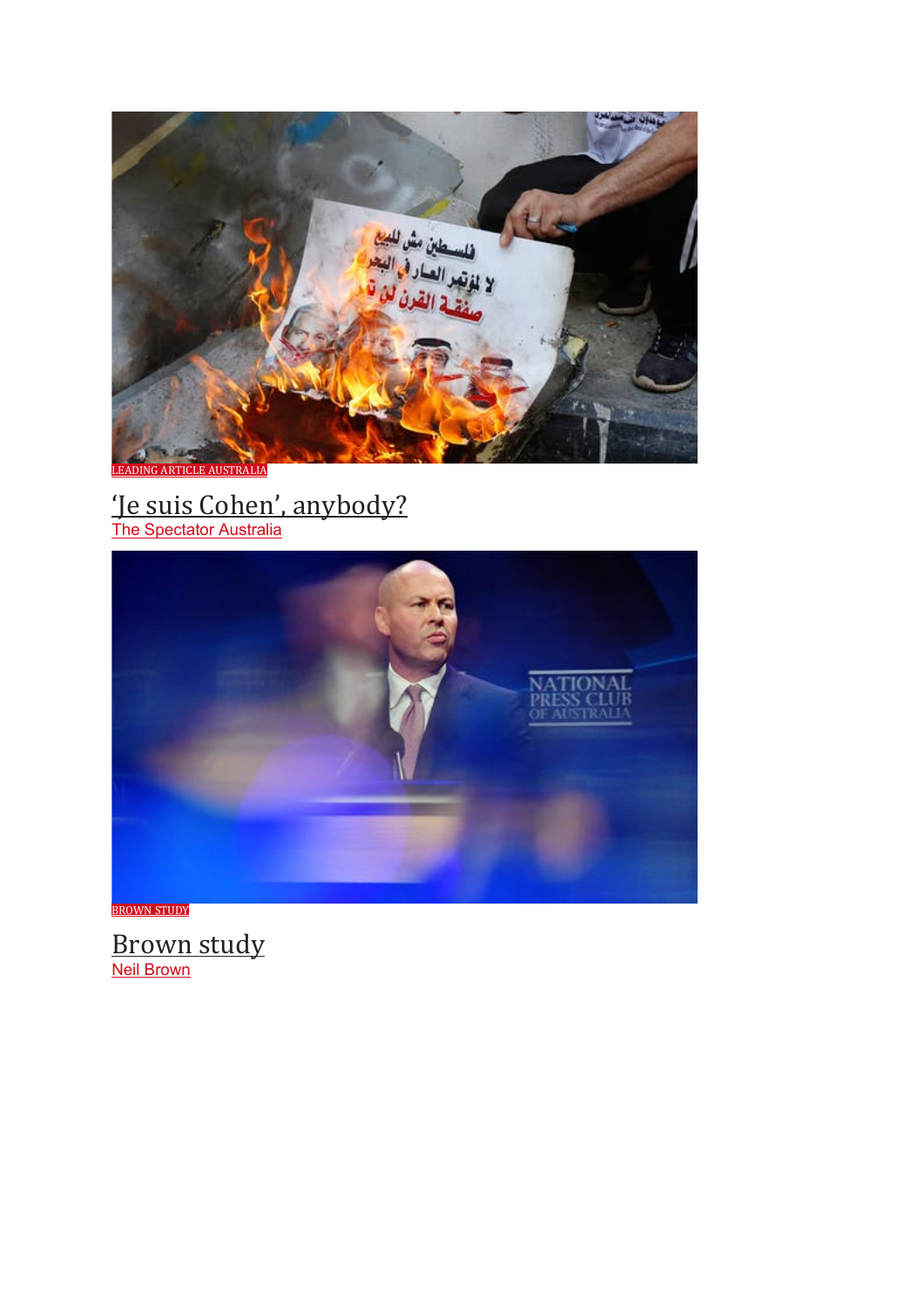LEADING ARTICLE AUSTRALIA

## 'Je suis Cohen', anybody?

The Spectator Australia

BROWN STUDY

## Brown study

Neil Brown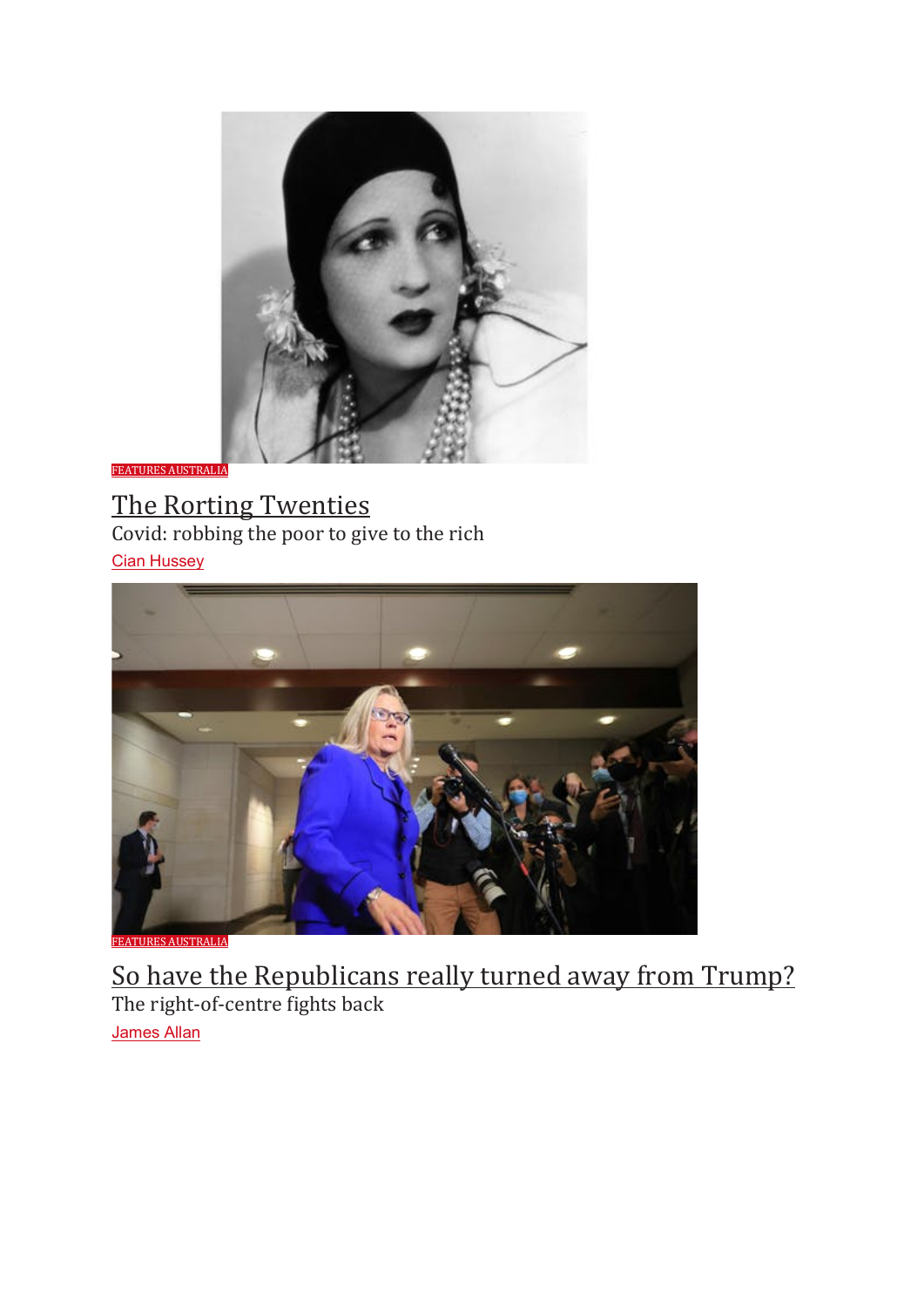FEATURES AUSTRALIA

## The Rorting Twenties

Covid: robbing the poor to give to the rich

Cian Hussey

FEATURES AUSTRALIA

## So have the Republicans really turned away from Trump?

The right-of-centre fights back

James Allan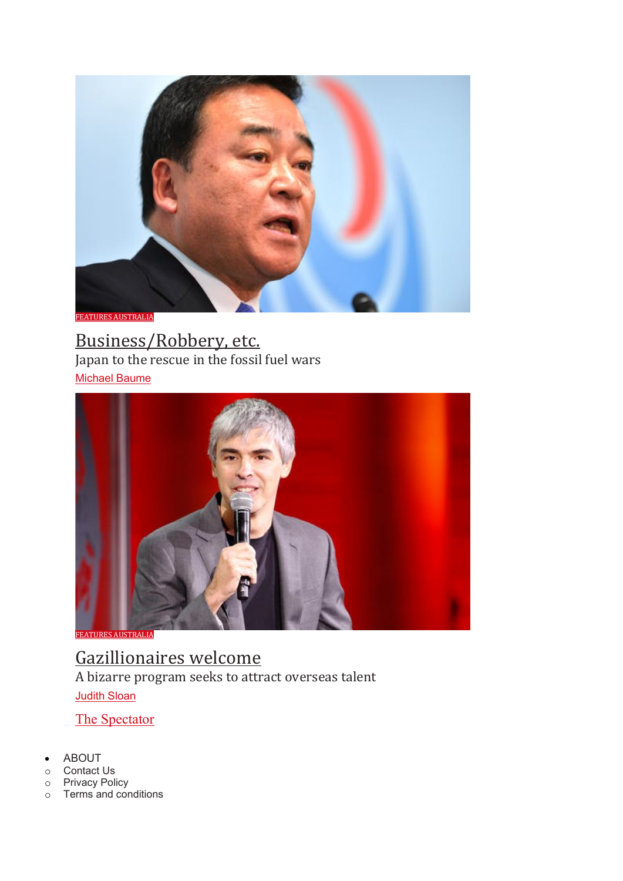FEATURES AUSTRALIA

## Business/Robbery, etc.

Japan to the rescue in the fossil fuel wars

Michael Baume

FEATURES AUSTRALIA

## Gazillionaires welcome

A bizarre program seeks to attract overseas talent

Judith Sloan

The Spectator

- ABOUT
  - Contact Us
  - Privacy Policy
  - Terms and conditions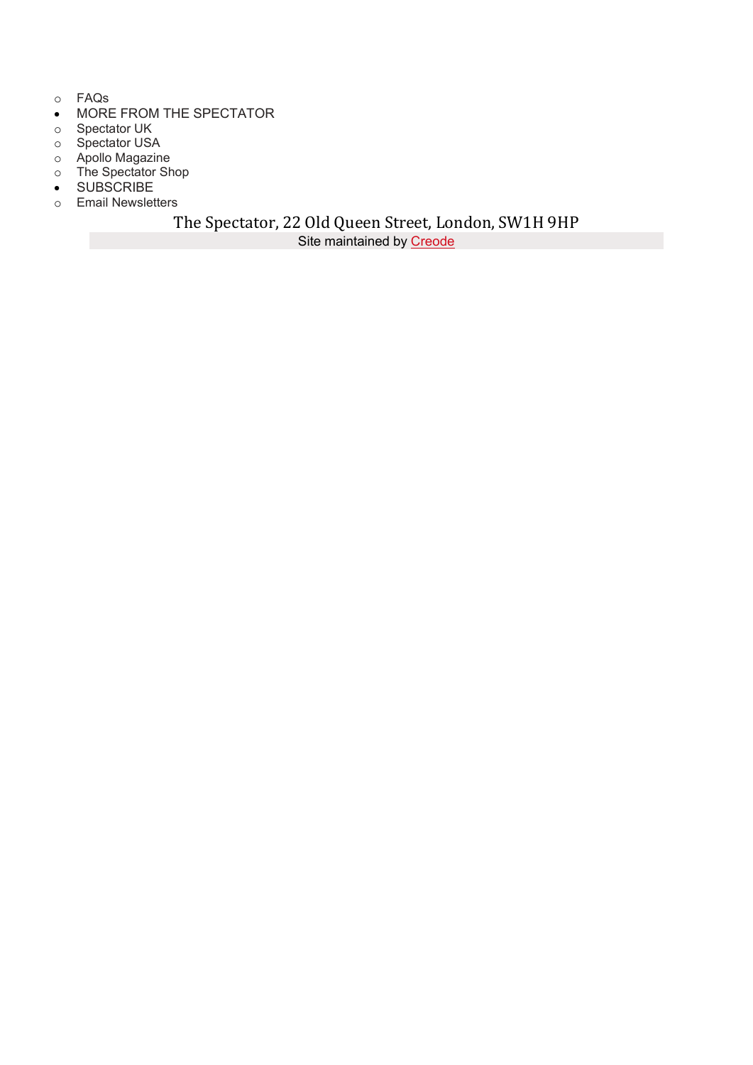- FAQs
- MORE FROM THE SPECTATOR
  - Spectator UK
  - Spectator USA
  - Apollo Magazine
  - The Spectator Shop
- SUBSCRIBE
  - Email Newsletters

The Spectator, 22 Old Queen Street, London, SW1H 9HP

Site maintained by Creode